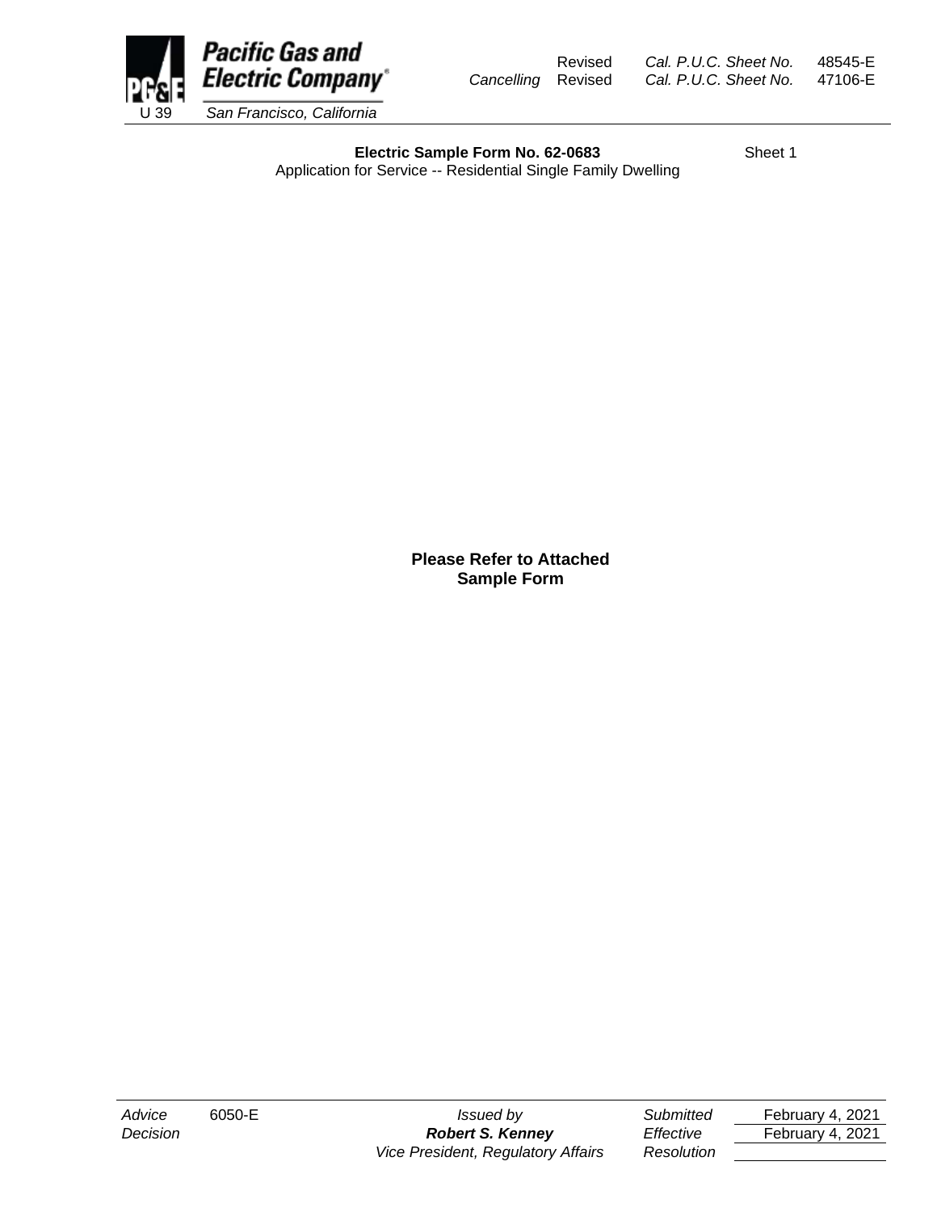Pacific Gas and Electric Company

U 39 San Francisco, California

| | | | |
|---|---|---|---|
| | Revised | *Cal. P.U.C. Sheet No.* | 48545-E |
| *Cancelling* | Revised | *Cal. P.U.C. Sheet No.* | 47106-E |

**Electric Sample Form No. 62-0683** Sheet 1

Application for Service -- Residential Single Family Dwelling

**Please Refer to Attached Sample Form**

| | | | | |
|---|---|---|---|---|
| *Advice* | 6050-E | *Issued by* | *Submitted* | February 4, 2021 |
| *Decision* | | ***Robert S. Kenney*** | *Effective* | February 4, 2021 |
| | | *Vice President, Regulatory Affairs* | *Resolution* | |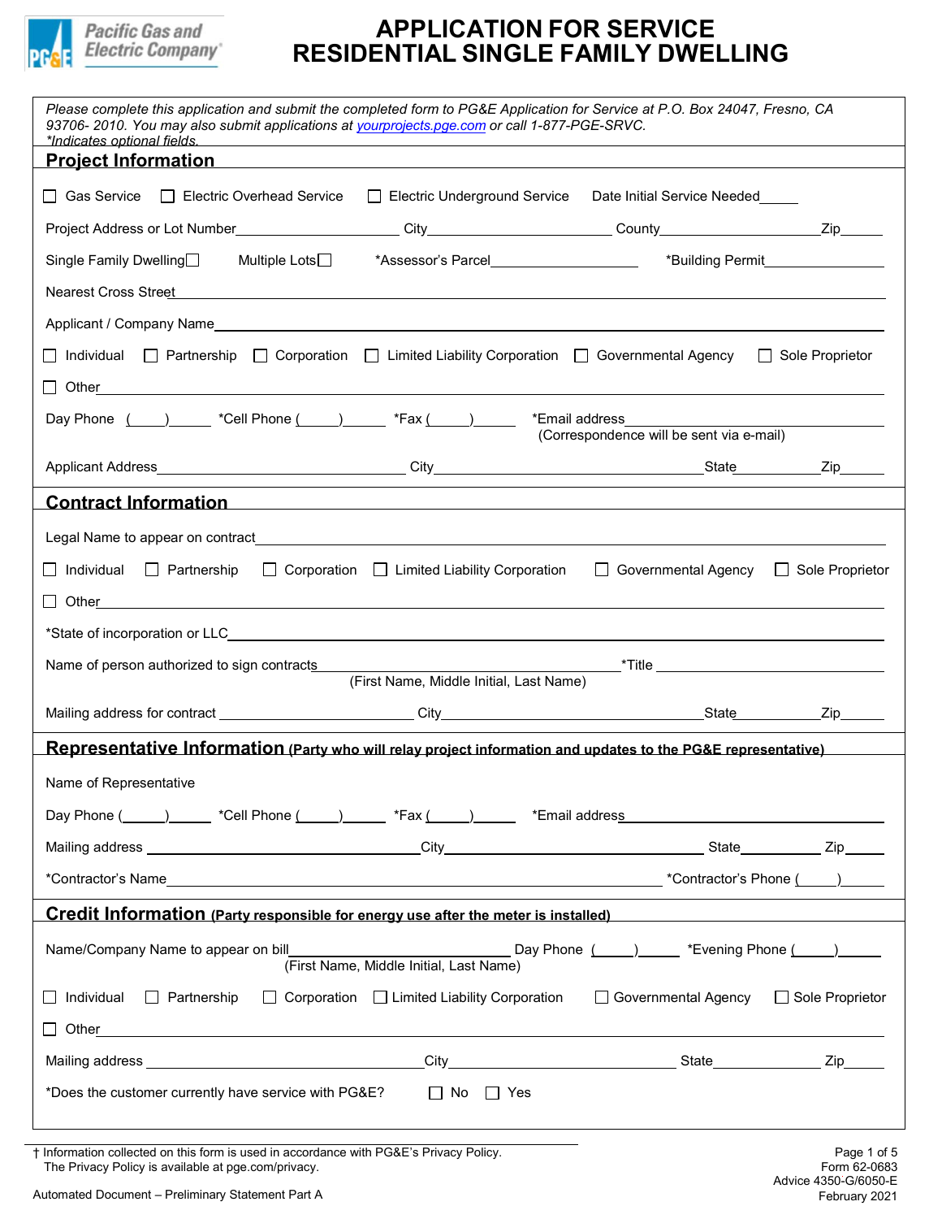# APPLICATION FOR SERVICE RESIDENTIAL SINGLE FAMILY DWELLING

*Please complete this application and submit the completed form to PG&E Application for Service at P.O. Box 24047, Fresno, CA 93706- 2010. You may also submit applications at [yourprojects.pge.com](yourprojects.pge.com) or call 1-877-PGE-SRVC.*
*\*Indicates optional fields.*

## Project Information

☐ Gas Service ☐ Electric Overhead Service ☐ Electric Underground Service Date Initial Service Needed_____

Project Address or Lot Number____________________ City____________________ County____________________ Zip_____

Single Family Dwelling☐ Multiple Lots☐ *Assessor's Parcel____________________ *Building Permit____________________

Nearest Cross Street________________________________________

Applicant / Company Name________________________________________

☐ Individual ☐ Partnership ☐ Corporation ☐ Limited Liability Corporation ☐ Governmental Agency ☐ Sole Proprietor

☐ Other________________________________________

Day Phone (____)_____ *Cell Phone (____)_____ *Fax (____)_____ *Email address____________________
(Correspondence will be sent via e-mail)

Applicant Address____________________ City____________________ State__________ Zip_____

## Contract Information

Legal Name to appear on contract________________________________________

☐ Individual ☐ Partnership ☐ Corporation ☐ Limited Liability Corporation ☐ Governmental Agency ☐ Sole Proprietor

☐ Other________________________________________

*State of incorporation or LLC________________________________________

Name of person authorized to sign contracts____________________ *Title____________________
(First Name, Middle Initial, Last Name)

Mailing address for contract ____________________ City____________________ State__________ Zip_____

## Representative Information (Party who will relay project information and updates to the PG&E representative)

Name of Representative

Day Phone (____)_____ *Cell Phone (____)_____ *Fax (____)_____ *Email address____________________

Mailing address ____________________ City____________________ State__________ Zip_____

*Contractor's Name________________________________________ *Contractor's Phone (____)_____

## Credit Information (Party responsible for energy use after the meter is installed)

Name/Company Name to appear on bill____________________ Day Phone (____)_____ *Evening Phone (____)_____
(First Name, Middle Initial, Last Name)

☐ Individual ☐ Partnership ☐ Corporation ☐ Limited Liability Corporation ☐ Governmental Agency ☐ Sole Proprietor

☐ Other________________________________________

Mailing address ____________________ City____________________ State__________ Zip_____

*Does the customer currently have service with PG&E? ☐ No ☐ Yes

† Information collected on this form is used in accordance with PG&E's Privacy Policy. The Privacy Policy is available at pge.com/privacy.

Automated Document – Preliminary Statement Part A

Form 62-0683
Advice 4350-G/6050-E
February 2021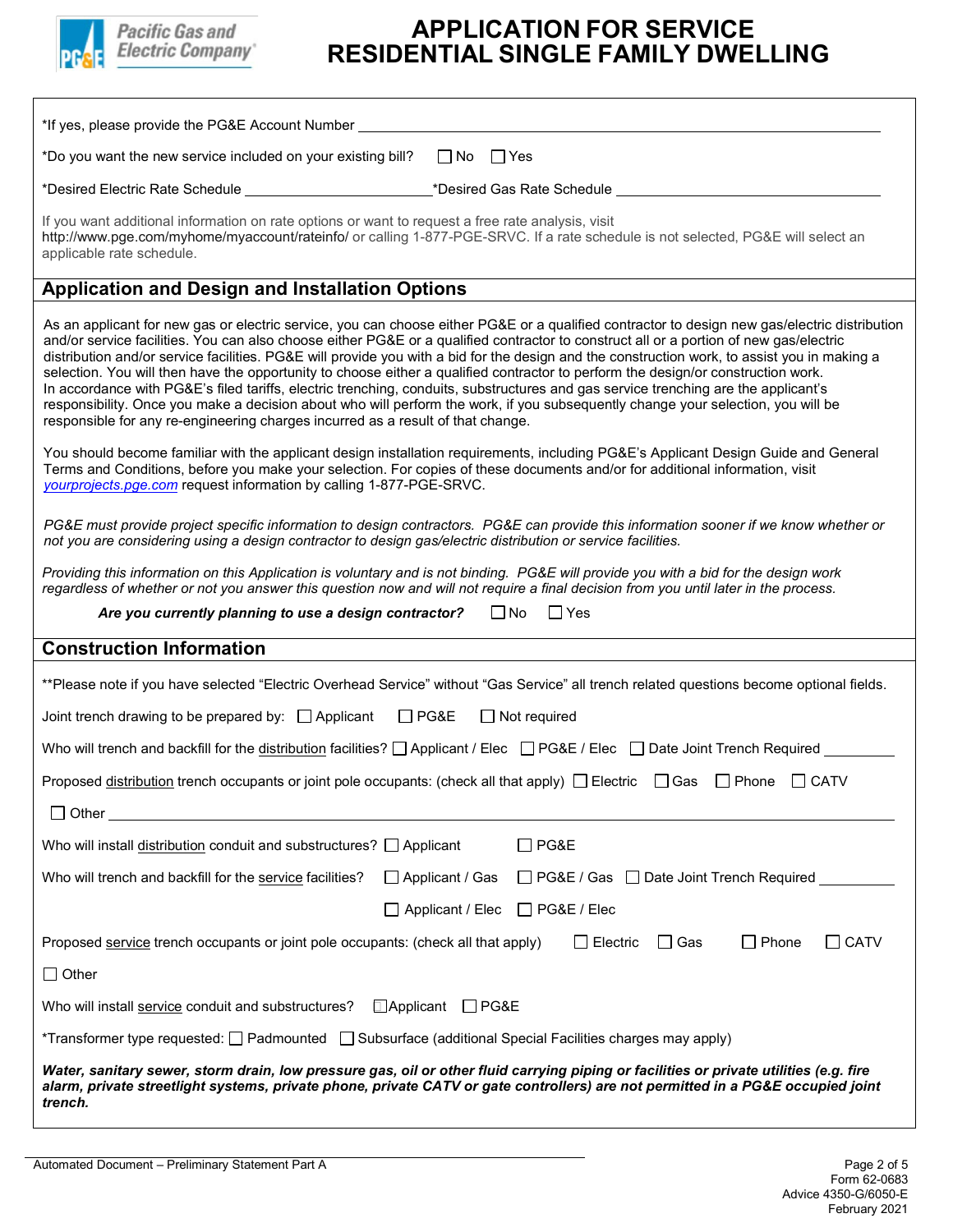# APPLICATION FOR SERVICE RESIDENTIAL SINGLE FAMILY DWELLING

*If yes, please provide the PG&E Account Number ______________________

*Do you want the new service included on your existing bill? ☐ No ☐ Yes

*Desired Electric Rate Schedule ______________________ *Desired Gas Rate Schedule ______________________

If you want additional information on rate options or want to request a free rate analysis, visit http://www.pge.com/myhome/myaccount/rateinfo/ or calling 1-877-PGE-SRVC. If a rate schedule is not selected, PG&E will select an applicable rate schedule.

## Application and Design and Installation Options

As an applicant for new gas or electric service, you can choose either PG&E or a qualified contractor to design new gas/electric distribution and/or service facilities. You can also choose either PG&E or a qualified contractor to construct all or a portion of new gas/electric distribution and/or service facilities. PG&E will provide you with a bid for the design and the construction work, to assist you in making a selection. You will then have the opportunity to choose either a qualified contractor to perform the design/or construction work. In accordance with PG&E's filed tariffs, electric trenching, conduits, substructures and gas service trenching are the applicant's responsibility. Once you make a decision about who will perform the work, if you subsequently change your selection, you will be responsible for any re-engineering charges incurred as a result of that change.

You should become familiar with the applicant design installation requirements, including PG&E's Applicant Design Guide and General Terms and Conditions, before you make your selection. For copies of these documents and/or for additional information, visit *yourprojects.pge.com* request information by calling 1-877-PGE-SRVC.

*PG&E must provide project specific information to design contractors. PG&E can provide this information sooner if we know whether or not you are considering using a design contractor to design gas/electric distribution or service facilities.*

*Providing this information on this Application is voluntary and is not binding. PG&E will provide you with a bid for the design work regardless of whether or not you answer this question now and will not require a final decision from you until later in the process.*

***Are you currently planning to use a design contractor?*** ☐ No ☐ Yes

## Construction Information

**Please note if you have selected "Electric Overhead Service" without "Gas Service" all trench related questions become optional fields.

Joint trench drawing to be prepared by: ☐ Applicant ☐ PG&E ☐ Not required

Who will trench and backfill for the distribution facilities? ☐ Applicant / Elec ☐ PG&E / Elec ☐ Date Joint Trench Required ________

Proposed distribution trench occupants or joint pole occupants: (check all that apply) ☐ Electric ☐ Gas ☐ Phone ☐ CATV

☐ Other ______________________

Who will install distribution conduit and substructures? ☐ Applicant ☐ PG&E

Who will trench and backfill for the service facilities? ☐ Applicant / Gas ☐ PG&E / Gas ☐ Date Joint Trench Required ________

☐ Applicant / Elec ☐ PG&E / Elec

Proposed service trench occupants or joint pole occupants: (check all that apply) ☐ Electric ☐ Gas ☐ Phone ☐ CATV

☐ Other

Who will install service conduit and substructures? ☐ Applicant ☐ PG&E

*Transformer type requested: ☐ Padmounted ☐ Subsurface (additional Special Facilities charges may apply)

***Water, sanitary sewer, storm drain, low pressure gas, oil or other fluid carrying piping or facilities or private utilities (e.g. fire alarm, private streetlight systems, private phone, private CATV or gate controllers) are not permitted in a PG&E occupied joint trench.***

Automated Document – Preliminary Statement Part A

Form 62-0683
Advice 4350-G/6050-E
February 2021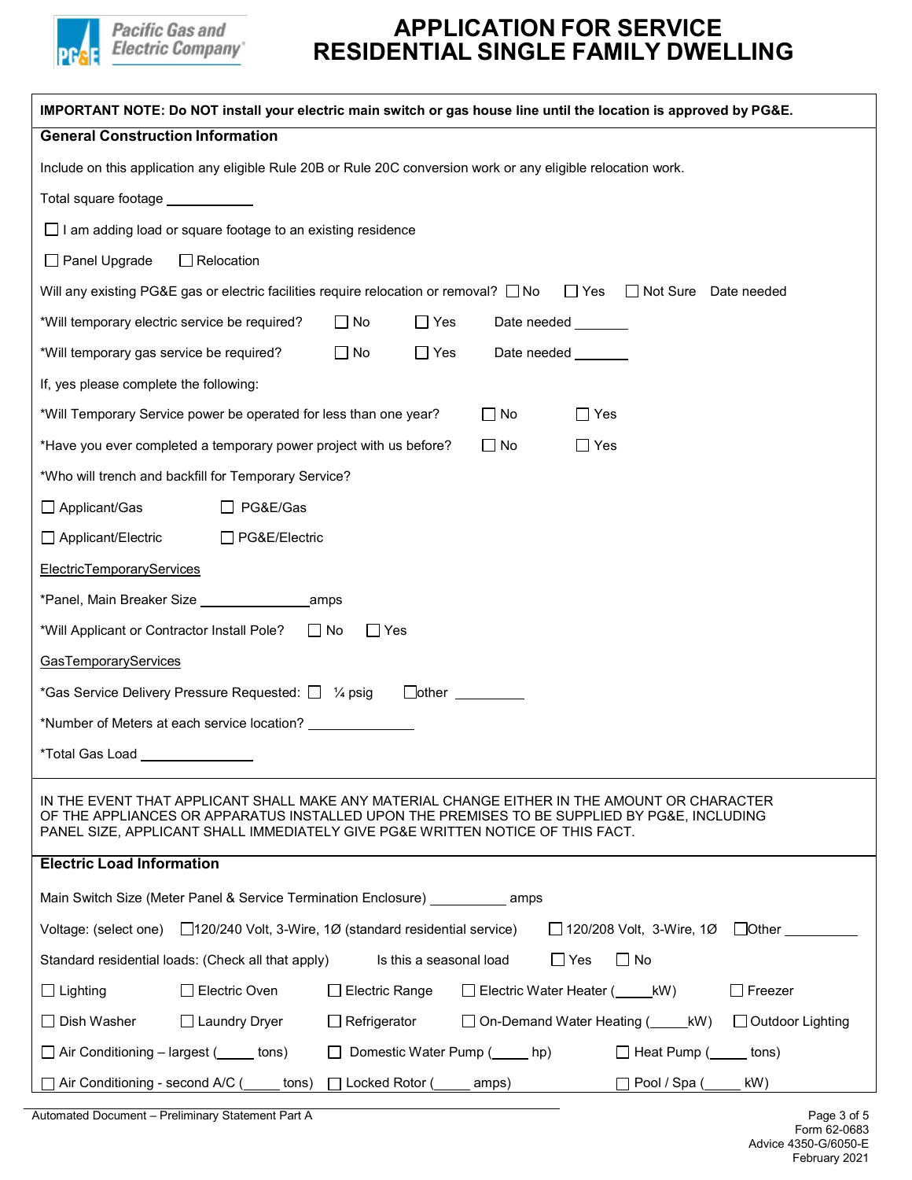# APPLICATION FOR SERVICE RESIDENTIAL SINGLE FAMILY DWELLING

**IMPORTANT NOTE: Do NOT install your electric main switch or gas house line until the location is approved by PG&E.**

## General Construction Information

Include on this application any eligible Rule 20B or Rule 20C conversion work or any eligible relocation work.

Total square footage ___________

☐ I am adding load or square footage to an existing residence

☐ Panel Upgrade ☐ Relocation

Will any existing PG&E gas or electric facilities require relocation or removal? ☐ No ☐ Yes ☐ Not Sure Date needed

*Will temporary electric service be required? ☐ No ☐ Yes Date needed _______

*Will temporary gas service be required? ☐ No ☐ Yes Date needed _______

If, yes please complete the following:

*Will Temporary Service power be operated for less than one year? ☐ No ☐ Yes

*Have you ever completed a temporary power project with us before? ☐ No ☐ Yes

*Who will trench and backfill for Temporary Service?

☐ Applicant/Gas ☐ PG&E/Gas

☐ Applicant/Electric ☐ PG&E/Electric

ElectricTemporaryServices

*Panel, Main Breaker Size _____________ amps

*Will Applicant or Contractor Install Pole? ☐ No ☐ Yes

GasTemporaryServices

*Gas Service Delivery Pressure Requested: ☐ ¼ psig ☐other _________

*Number of Meters at each service location? ____________

*Total Gas Load ______________

IN THE EVENT THAT APPLICANT SHALL MAKE ANY MATERIAL CHANGE EITHER IN THE AMOUNT OR CHARACTER OF THE APPLIANCES OR APPARATUS INSTALLED UPON THE PREMISES TO BE SUPPLIED BY PG&E, INCLUDING PANEL SIZE, APPLICANT SHALL IMMEDIATELY GIVE PG&E WRITTEN NOTICE OF THIS FACT.

## Electric Load Information

Main Switch Size (Meter Panel & Service Termination Enclosure) __________ amps

Voltage: (select one) ☐120/240 Volt, 3-Wire, 1Ø (standard residential service) ☐ 120/208 Volt, 3-Wire, 1Ø ☐Other __________

Standard residential loads: (Check all that apply) Is this a seasonal load ☐ Yes ☐ No

☐ Lighting ☐ Electric Oven ☐ Electric Range ☐ Electric Water Heater (_____kW) ☐ Freezer

☐ Dish Washer ☐ Laundry Dryer ☐ Refrigerator ☐ On-Demand Water Heating (_____kW) ☐ Outdoor Lighting

☐ Air Conditioning – largest (_____ tons) ☐ Domestic Water Pump (_____ hp) ☐ Heat Pump (_____ tons)

☐ Air Conditioning - second A/C (_____ tons) ☐ Locked Rotor (_____ amps) ☐ Pool / Spa (_____ kW)

Automated Document – Preliminary Statement Part A

Form 62-0683
Advice 4350-G/6050-E
February 2021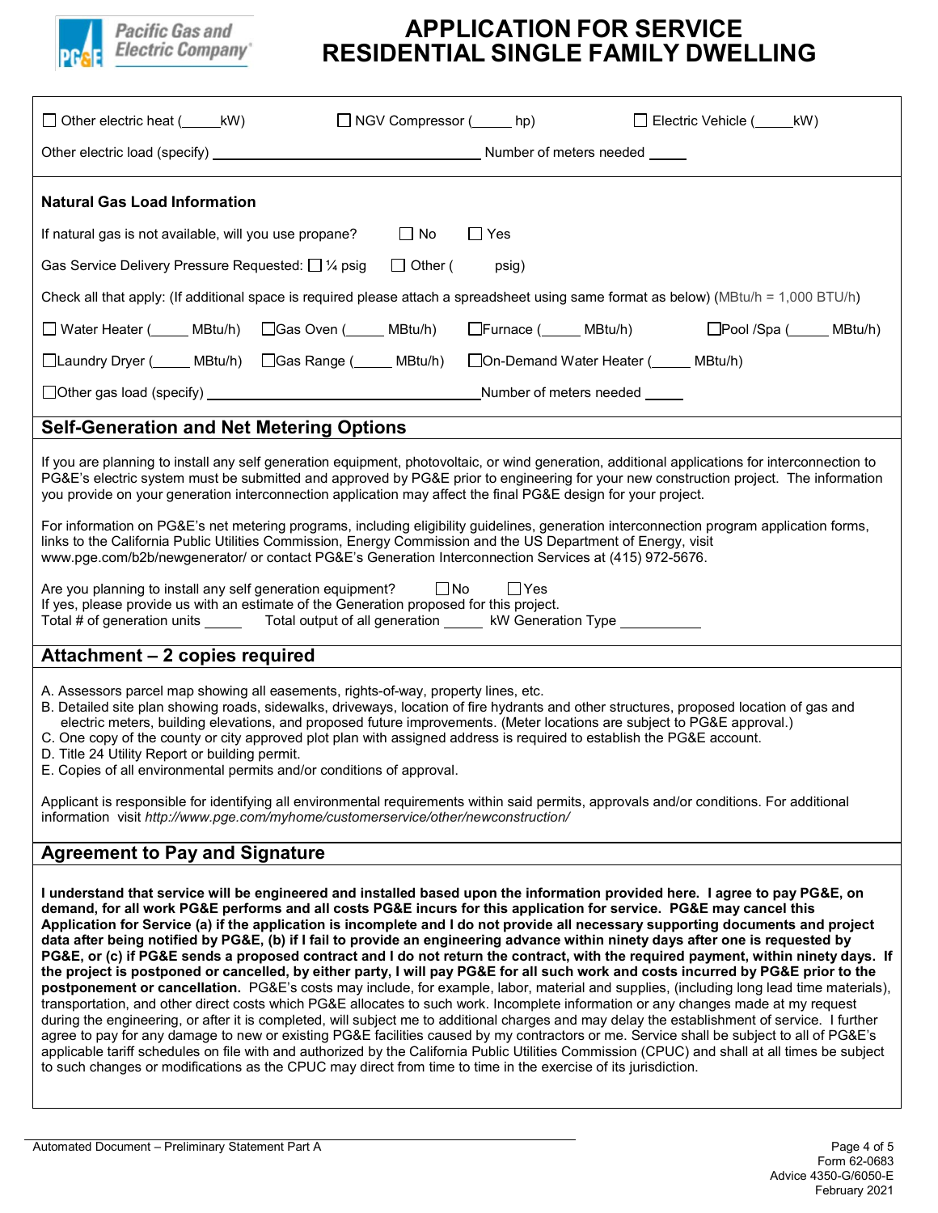# APPLICATION FOR SERVICE RESIDENTIAL SINGLE FAMILY DWELLING

☐ Other electric heat (_____kW) ☐ NGV Compressor (_____ hp) ☐ Electric Vehicle (_____kW)

Other electric load (specify) ________________________________ Number of meters needed _____

**Natural Gas Load Information**

If natural gas is not available, will you use propane? ☐ No ☐ Yes

Gas Service Delivery Pressure Requested: ☐ ¼ psig ☐ Other ( psig)

Check all that apply: (If additional space is required please attach a spreadsheet using same format as below) (MBtu/h = 1,000 BTU/h)

☐ Water Heater (_____ MBtu/h) ☐Gas Oven (_____ MBtu/h) ☐Furnace (_____ MBtu/h) ☐Pool /Spa (_____ MBtu/h)

☐Laundry Dryer (_____ MBtu/h) ☐Gas Range (_____ MBtu/h) ☐On-Demand Water Heater (_____ MBtu/h)

☐Other gas load (specify) ________________________________ Number of meters needed _____

## Self-Generation and Net Metering Options

If you are planning to install any self generation equipment, photovoltaic, or wind generation, additional applications for interconnection to PG&E's electric system must be submitted and approved by PG&E prior to engineering for your new construction project. The information you provide on your generation interconnection application may affect the final PG&E design for your project.

For information on PG&E's net metering programs, including eligibility guidelines, generation interconnection program application forms, links to the California Public Utilities Commission, Energy Commission and the US Department of Energy, visit www.pge.com/b2b/newgenerator/ or contact PG&E's Generation Interconnection Services at (415) 972-5676.

Are you planning to install any self generation equipment? ☐No ☐Yes
If yes, please provide us with an estimate of the Generation proposed for this project.
Total # of generation units _____ Total output of all generation _____ kW Generation Type ___________

## Attachment – 2 copies required

A. Assessors parcel map showing all easements, rights-of-way, property lines, etc.
B. Detailed site plan showing roads, sidewalks, driveways, location of fire hydrants and other structures, proposed location of gas and electric meters, building elevations, and proposed future improvements. (Meter locations are subject to PG&E approval.)
C. One copy of the county or city approved plot plan with assigned address is required to establish the PG&E account.
D. Title 24 Utility Report or building permit.
E. Copies of all environmental permits and/or conditions of approval.

Applicant is responsible for identifying all environmental requirements within said permits, approvals and/or conditions. For additional information visit *http://www.pge.com/myhome/customerservice/other/newconstruction/*

## Agreement to Pay and Signature

**I understand that service will be engineered and installed based upon the information provided here. I agree to pay PG&E, on demand, for all work PG&E performs and all costs PG&E incurs for this application for service. PG&E may cancel this Application for Service (a) if the application is incomplete and I do not provide all necessary supporting documents and project data after being notified by PG&E, (b) if I fail to provide an engineering advance within ninety days after one is requested by PG&E, or (c) if PG&E sends a proposed contract and I do not return the contract, with the required payment, within ninety days. If the project is postponed or cancelled, by either party, I will pay PG&E for all such work and costs incurred by PG&E prior to the postponement or cancellation.** PG&E's costs may include, for example, labor, material and supplies, (including long lead time materials), transportation, and other direct costs which PG&E allocates to such work. Incomplete information or any changes made at my request during the engineering, or after it is completed, will subject me to additional charges and may delay the establishment of service. I further agree to pay for any damage to new or existing PG&E facilities caused by my contractors or me. Service shall be subject to all of PG&E's applicable tariff schedules on file with and authorized by the California Public Utilities Commission (CPUC) and shall at all times be subject to such changes or modifications as the CPUC may direct from time to time in the exercise of its jurisdiction.

Automated Document – Preliminary Statement Part A

Form 62-0683
Advice 4350-G/6050-E
February 2021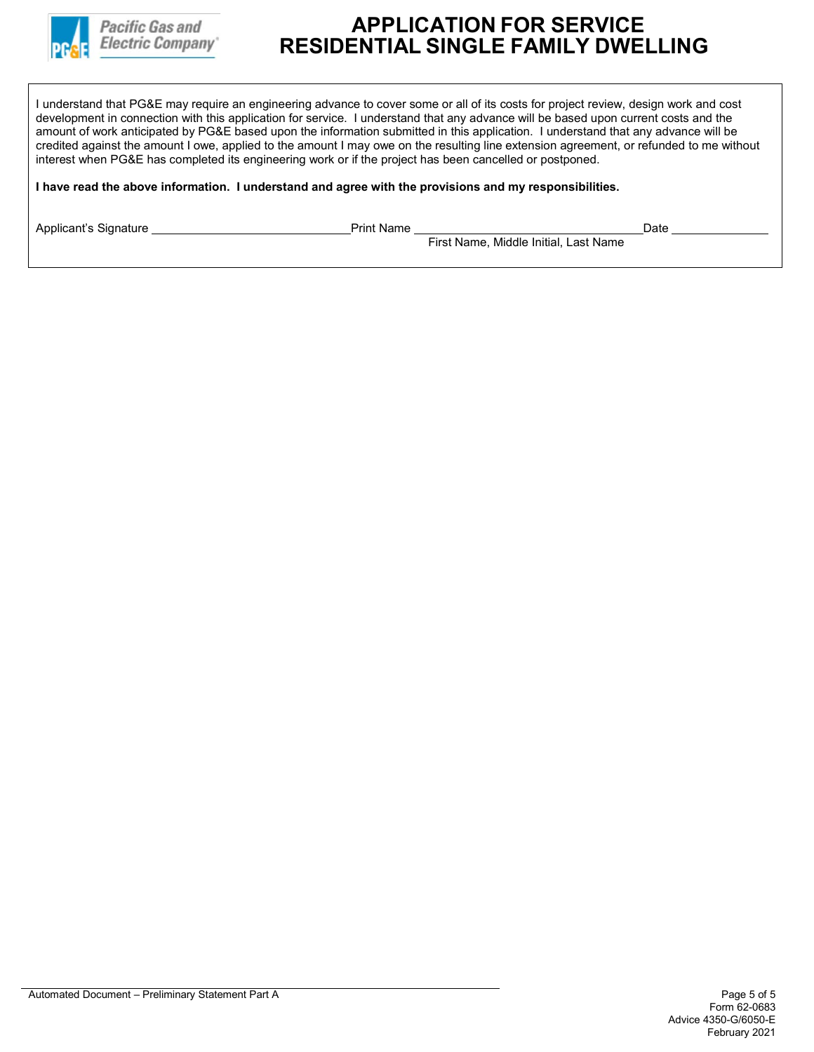# APPLICATION FOR SERVICE RESIDENTIAL SINGLE FAMILY DWELLING

I understand that PG&E may require an engineering advance to cover some or all of its costs for project review, design work and cost development in connection with this application for service. I understand that any advance will be based upon current costs and the amount of work anticipated by PG&E based upon the information submitted in this application. I understand that any advance will be credited against the amount I owe, applied to the amount I may owe on the resulting line extension agreement, or refunded to me without interest when PG&E has completed its engineering work or if the project has been cancelled or postponed.

**I have read the above information. I understand and agree with the provisions and my responsibilities.**

Applicant's Signature ______________________ Print Name ______________________ Date ____________

First Name, Middle Initial, Last Name

Automated Document – Preliminary Statement Part A

Form 62-0683
Advice 4350-G/6050-E
February 2021